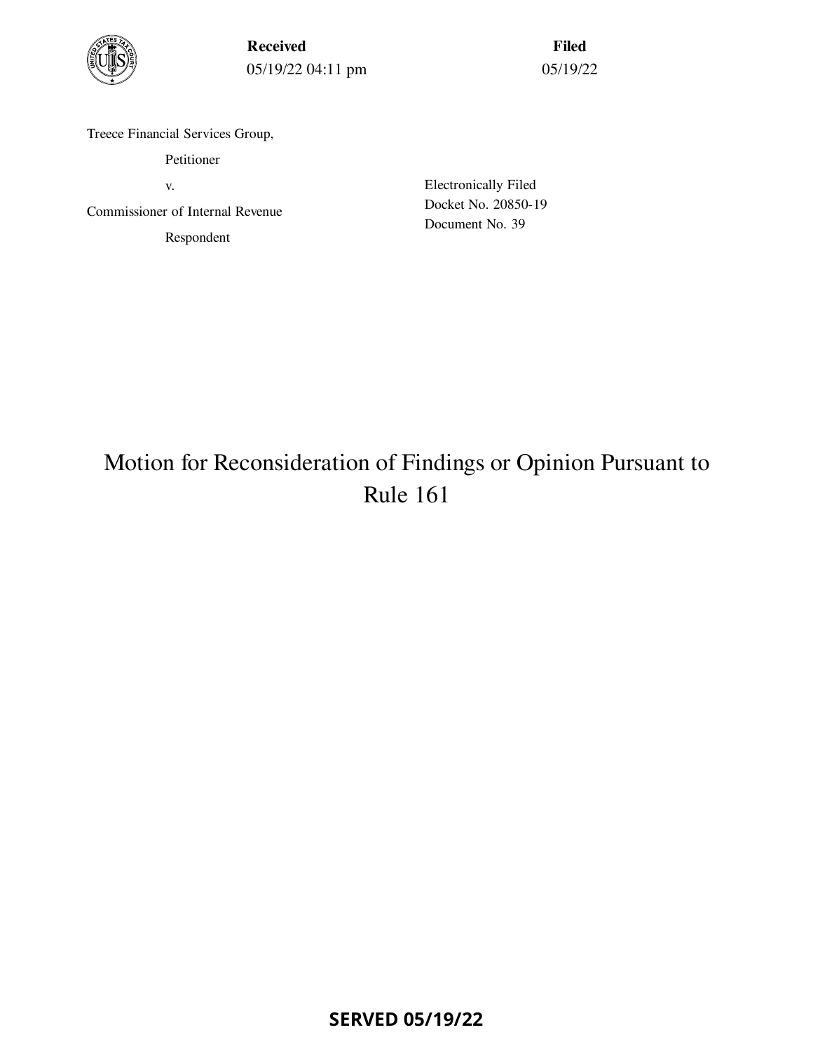**Received**
05/19/22 04:11 pm

**Filed**
05/19/22

Treece Financial Services Group,

Petitioner

v.

Commissioner of Internal Revenue

Respondent

Electronically Filed
Docket No. 20850-19
Document No. 39

# Motion for Reconsideration of Findings or Opinion Pursuant to Rule 161

**SERVED 05/19/22**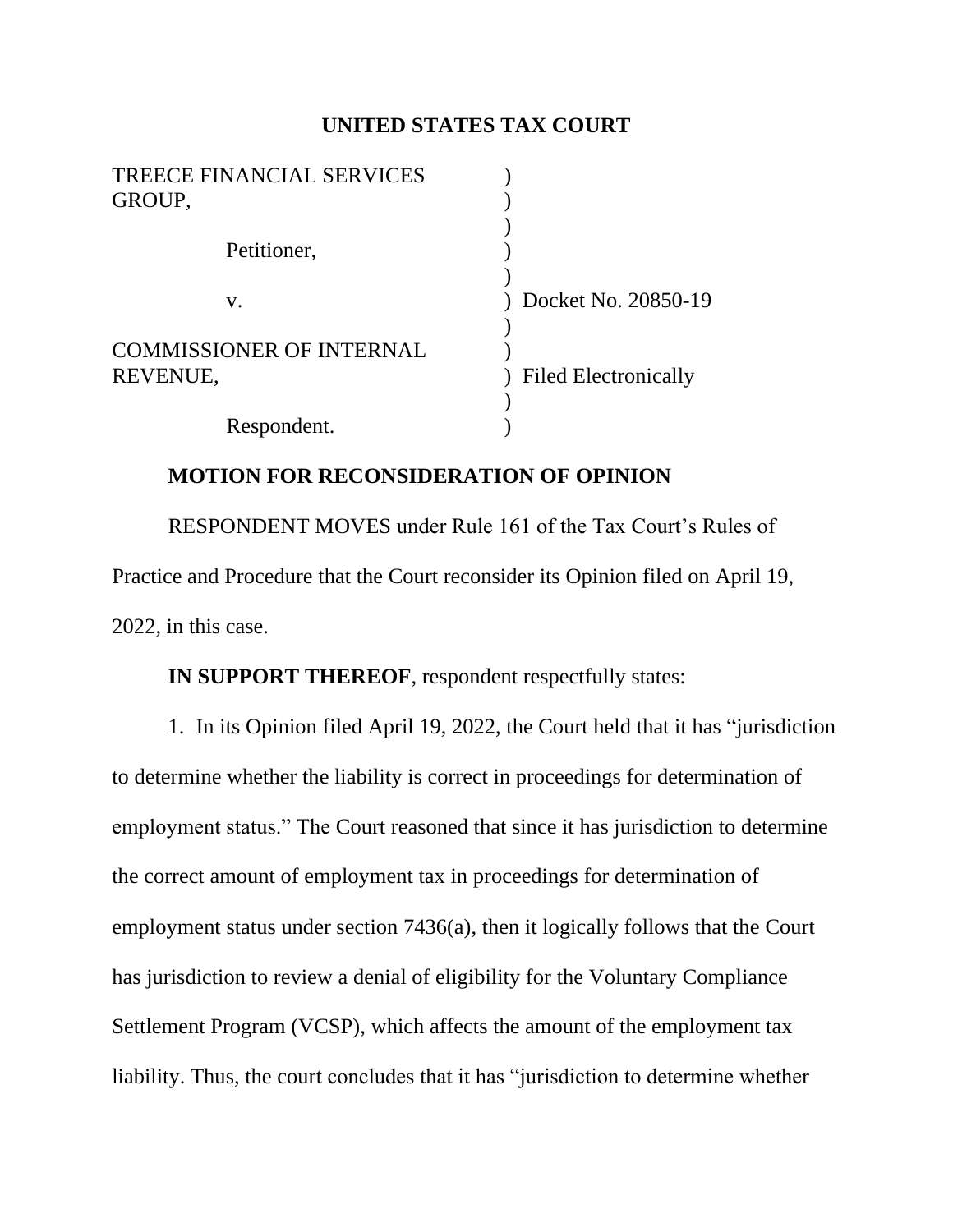**UNITED STATES TAX COURT**

| | | |
|---|---|---|
| TREECE FINANCIAL SERVICES GROUP, | ) | |
| | ) | |
| Petitioner, | ) | |
| | ) | |
| v. | ) | Docket No. 20850-19 |
| | ) | |
| COMMISSIONER OF INTERNAL REVENUE, | ) | Filed Electronically |
| | ) | |
| Respondent. | ) | |

**MOTION FOR RECONSIDERATION OF OPINION**

RESPONDENT MOVES under Rule 161 of the Tax Court's Rules of Practice and Procedure that the Court reconsider its Opinion filed on April 19, 2022, in this case.

**IN SUPPORT THEREOF**, respondent respectfully states:

1. In its Opinion filed April 19, 2022, the Court held that it has "jurisdiction to determine whether the liability is correct in proceedings for determination of employment status." The Court reasoned that since it has jurisdiction to determine the correct amount of employment tax in proceedings for determination of employment status under section 7436(a), then it logically follows that the Court has jurisdiction to review a denial of eligibility for the Voluntary Compliance Settlement Program (VCSP), which affects the amount of the employment tax liability. Thus, the court concludes that it has "jurisdiction to determine whether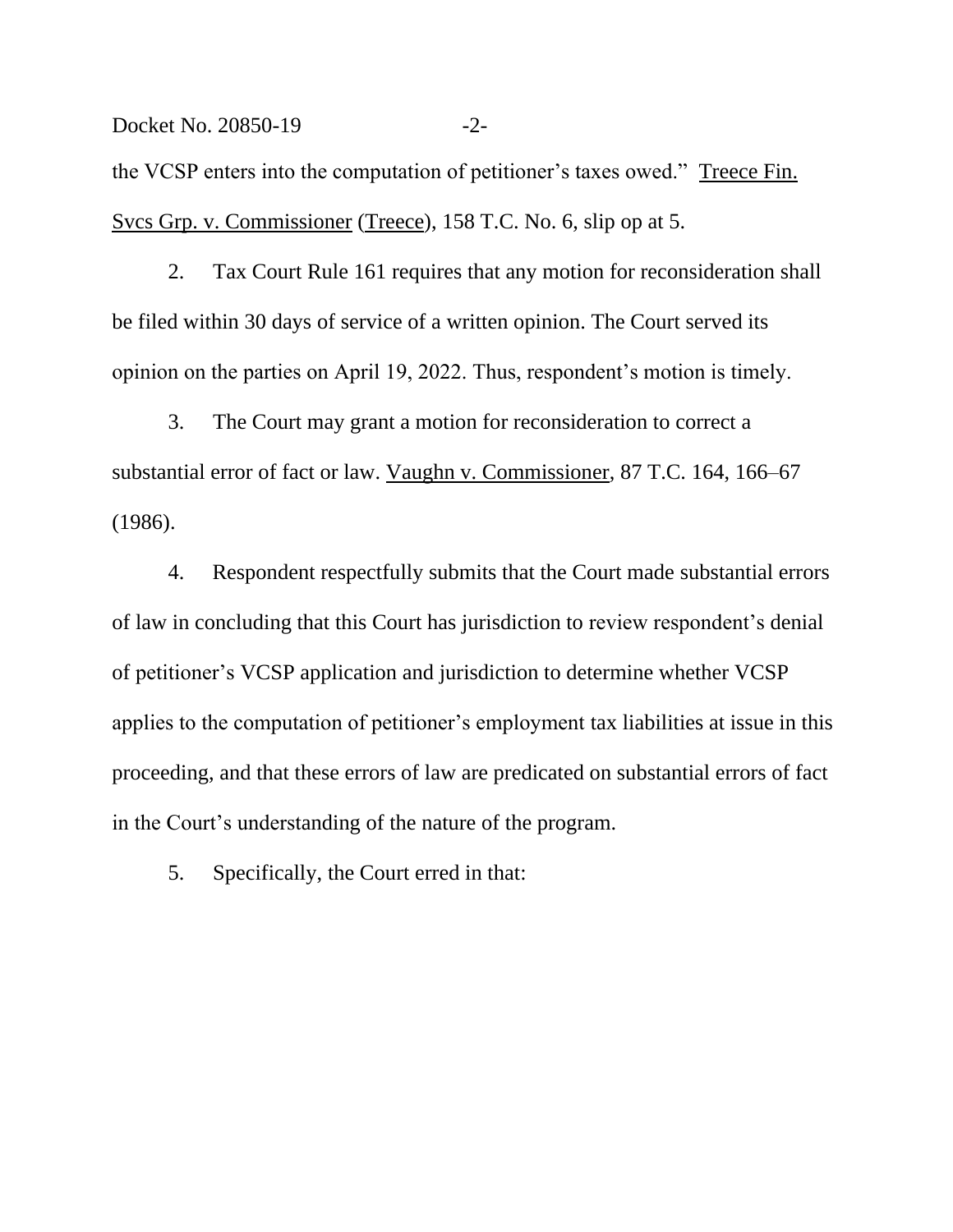the VCSP enters into the computation of petitioner's taxes owed." Treece Fin. Svcs Grp. v. Commissioner (Treece), 158 T.C. No. 6, slip op at 5.

2. Tax Court Rule 161 requires that any motion for reconsideration shall be filed within 30 days of service of a written opinion. The Court served its opinion on the parties on April 19, 2022. Thus, respondent's motion is timely.

3. The Court may grant a motion for reconsideration to correct a substantial error of fact or law. Vaughn v. Commissioner, 87 T.C. 164, 166–67 (1986).

4. Respondent respectfully submits that the Court made substantial errors of law in concluding that this Court has jurisdiction to review respondent's denial of petitioner's VCSP application and jurisdiction to determine whether VCSP applies to the computation of petitioner's employment tax liabilities at issue in this proceeding, and that these errors of law are predicated on substantial errors of fact in the Court's understanding of the nature of the program.

5. Specifically, the Court erred in that: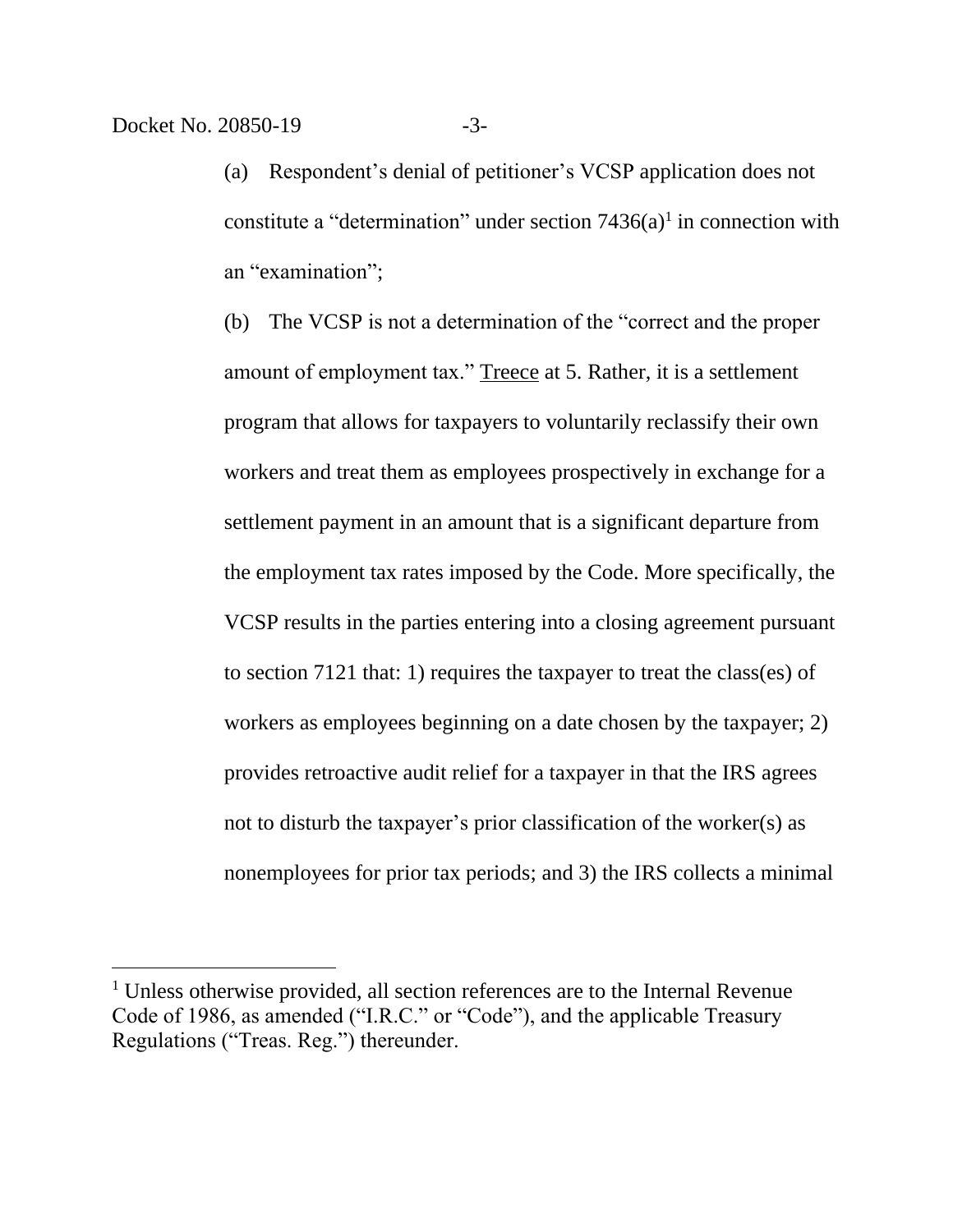(a) Respondent's denial of petitioner's VCSP application does not constitute a "determination" under section 7436(a)[1] in connection with an "examination";

(b) The VCSP is not a determination of the "correct and the proper amount of employment tax." Treece at 5. Rather, it is a settlement program that allows for taxpayers to voluntarily reclassify their own workers and treat them as employees prospectively in exchange for a settlement payment in an amount that is a significant departure from the employment tax rates imposed by the Code. More specifically, the VCSP results in the parties entering into a closing agreement pursuant to section 7121 that: 1) requires the taxpayer to treat the class(es) of workers as employees beginning on a date chosen by the taxpayer; 2) provides retroactive audit relief for a taxpayer in that the IRS agrees not to disturb the taxpayer's prior classification of the worker(s) as nonemployees for prior tax periods; and 3) the IRS collects a minimal

[1] Unless otherwise provided, all section references are to the Internal Revenue Code of 1986, as amended ("I.R.C." or "Code"), and the applicable Treasury Regulations ("Treas. Reg.") thereunder.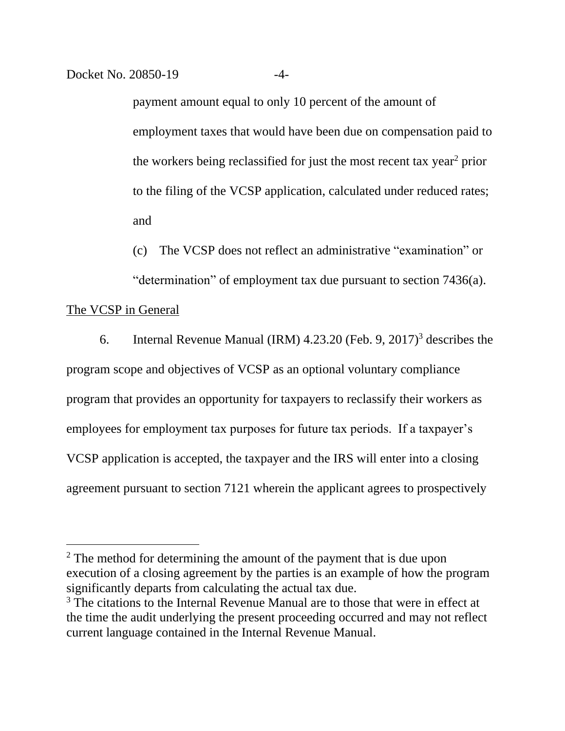payment amount equal to only 10 percent of the amount of employment taxes that would have been due on compensation paid to the workers being reclassified for just the most recent tax year[2] prior to the filing of the VCSP application, calculated under reduced rates; and

(c) The VCSP does not reflect an administrative "examination" or "determination" of employment tax due pursuant to section 7436(a).

<u>The VCSP in General</u>

6. Internal Revenue Manual (IRM) 4.23.20 (Feb. 9, 2017)[3] describes the program scope and objectives of VCSP as an optional voluntary compliance program that provides an opportunity for taxpayers to reclassify their workers as employees for employment tax purposes for future tax periods. If a taxpayer's VCSP application is accepted, the taxpayer and the IRS will enter into a closing agreement pursuant to section 7121 wherein the applicant agrees to prospectively

---

[2] The method for determining the amount of the payment that is due upon execution of a closing agreement by the parties is an example of how the program significantly departs from calculating the actual tax due.

[3] The citations to the Internal Revenue Manual are to those that were in effect at the time the audit underlying the present proceeding occurred and may not reflect current language contained in the Internal Revenue Manual.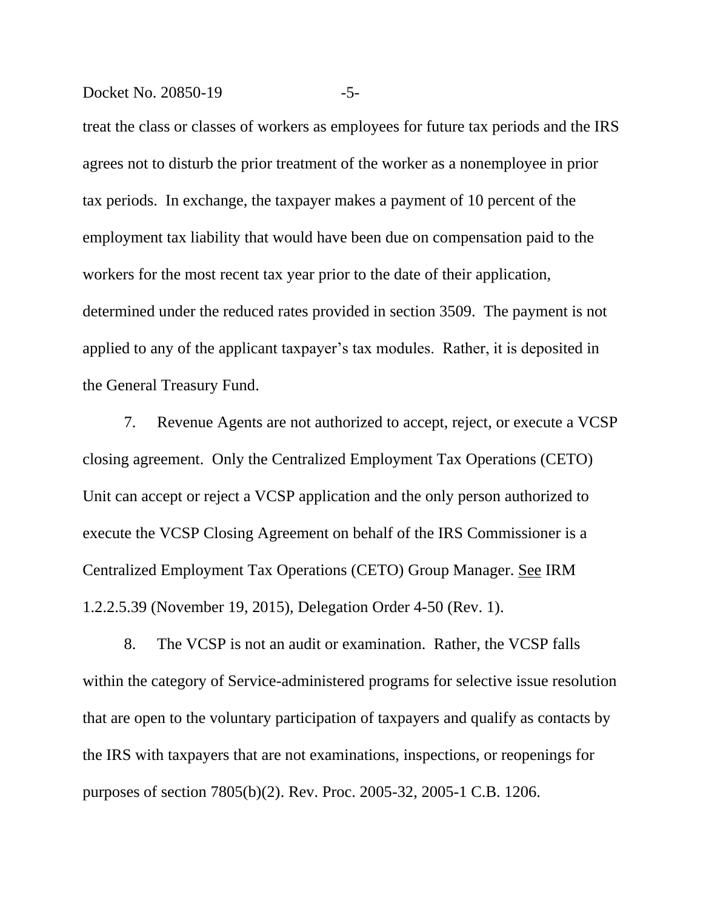treat the class or classes of workers as employees for future tax periods and the IRS agrees not to disturb the prior treatment of the worker as a nonemployee in prior tax periods. In exchange, the taxpayer makes a payment of 10 percent of the employment tax liability that would have been due on compensation paid to the workers for the most recent tax year prior to the date of their application, determined under the reduced rates provided in section 3509. The payment is not applied to any of the applicant taxpayer's tax modules. Rather, it is deposited in the General Treasury Fund.

7. Revenue Agents are not authorized to accept, reject, or execute a VCSP closing agreement. Only the Centralized Employment Tax Operations (CETO) Unit can accept or reject a VCSP application and the only person authorized to execute the VCSP Closing Agreement on behalf of the IRS Commissioner is a Centralized Employment Tax Operations (CETO) Group Manager. See IRM 1.2.2.5.39 (November 19, 2015), Delegation Order 4-50 (Rev. 1).

8. The VCSP is not an audit or examination. Rather, the VCSP falls within the category of Service-administered programs for selective issue resolution that are open to the voluntary participation of taxpayers and qualify as contacts by the IRS with taxpayers that are not examinations, inspections, or reopenings for purposes of section 7805(b)(2). Rev. Proc. 2005-32, 2005-1 C.B. 1206.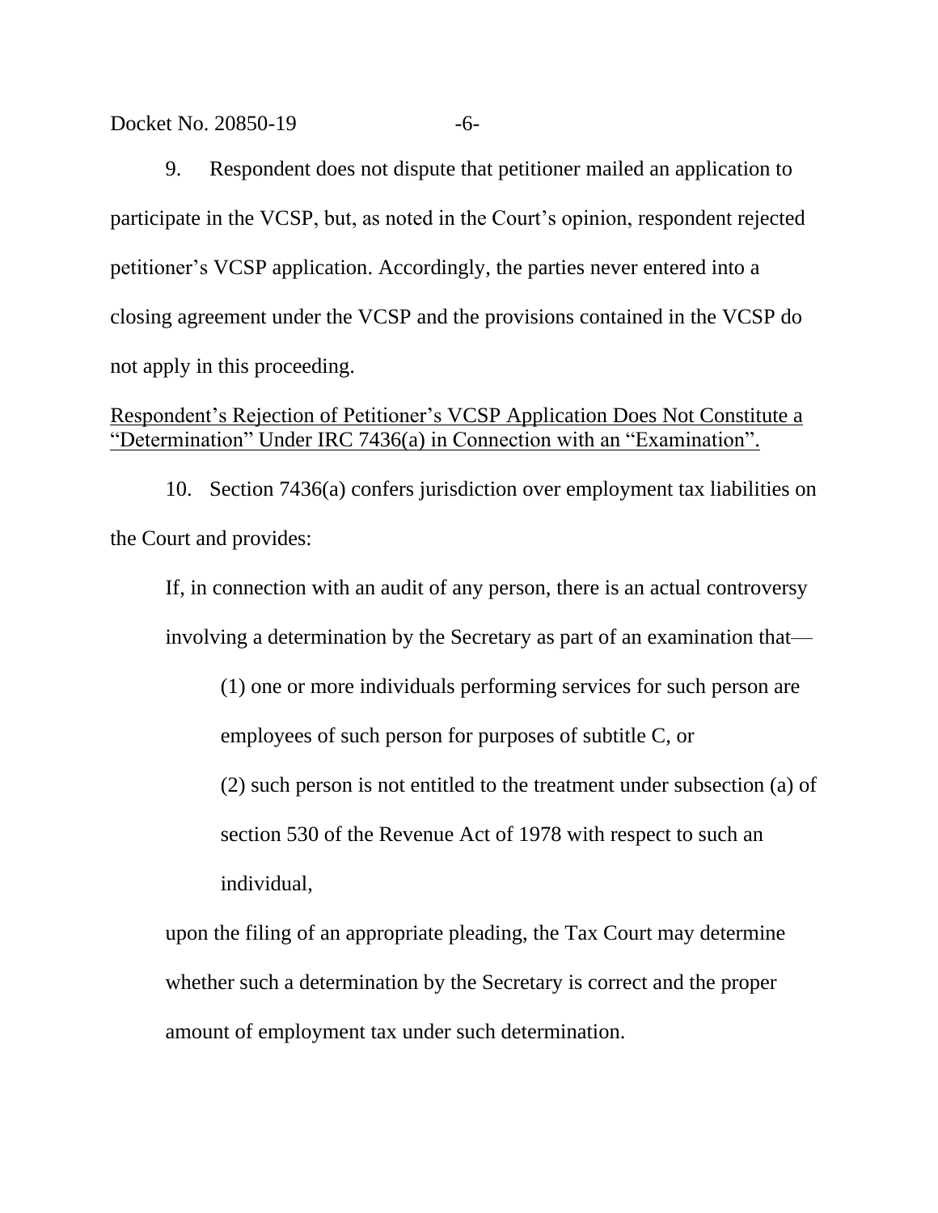9. Respondent does not dispute that petitioner mailed an application to participate in the VCSP, but, as noted in the Court's opinion, respondent rejected petitioner's VCSP application. Accordingly, the parties never entered into a closing agreement under the VCSP and the provisions contained in the VCSP do not apply in this proceeding.

<u>Respondent's Rejection of Petitioner's VCSP Application Does Not Constitute a "Determination" Under IRC 7436(a) in Connection with an "Examination".</u>

10. Section 7436(a) confers jurisdiction over employment tax liabilities on the Court and provides:

> If, in connection with an audit of any person, there is an actual controversy involving a determination by the Secretary as part of an examination that—
>
> > (1) one or more individuals performing services for such person are employees of such person for purposes of subtitle C, or
> >
> > (2) such person is not entitled to the treatment under subsection (a) of section 530 of the Revenue Act of 1978 with respect to such an individual,
>
> upon the filing of an appropriate pleading, the Tax Court may determine whether such a determination by the Secretary is correct and the proper amount of employment tax under such determination.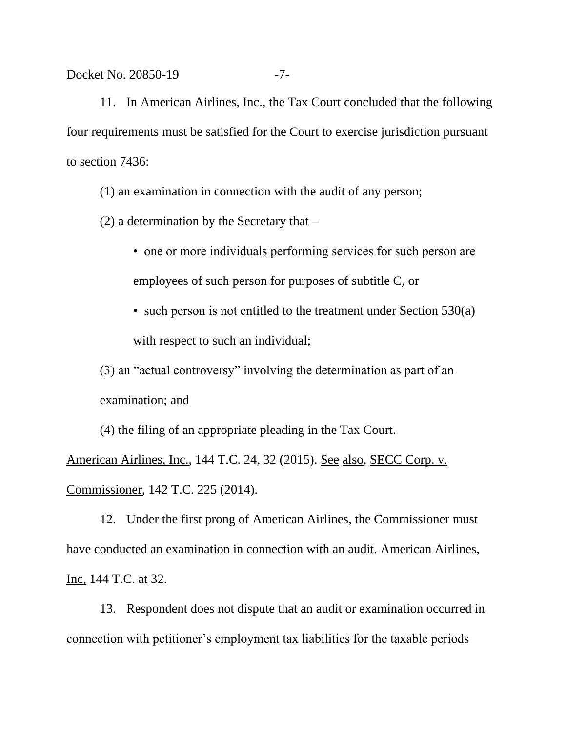11. In American Airlines, Inc., the Tax Court concluded that the following four requirements must be satisfied for the Court to exercise jurisdiction pursuant to section 7436:

(1) an examination in connection with the audit of any person;

(2) a determination by the Secretary that –

- one or more individuals performing services for such person are employees of such person for purposes of subtitle C, or
- such person is not entitled to the treatment under Section 530(a) with respect to such an individual;

(3) an "actual controversy" involving the determination as part of an examination; and

(4) the filing of an appropriate pleading in the Tax Court.

American Airlines, Inc., 144 T.C. 24, 32 (2015). See also, SECC Corp. v. Commissioner, 142 T.C. 225 (2014).

12. Under the first prong of American Airlines, the Commissioner must have conducted an examination in connection with an audit. American Airlines, Inc, 144 T.C. at 32.

13. Respondent does not dispute that an audit or examination occurred in connection with petitioner's employment tax liabilities for the taxable periods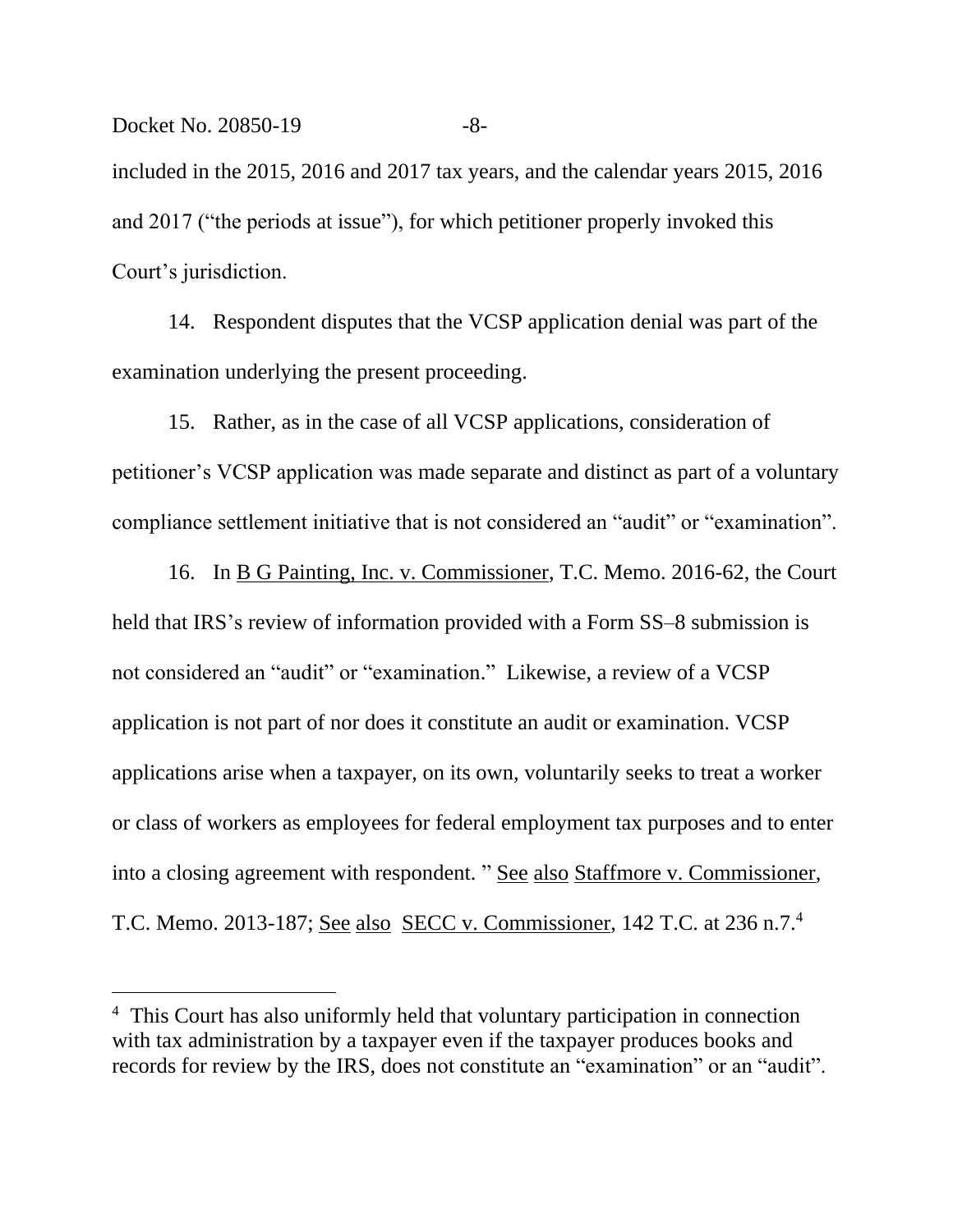included in the 2015, 2016 and 2017 tax years, and the calendar years 2015, 2016 and 2017 ("the periods at issue"), for which petitioner properly invoked this Court's jurisdiction.

14. Respondent disputes that the VCSP application denial was part of the examination underlying the present proceeding.

15. Rather, as in the case of all VCSP applications, consideration of petitioner's VCSP application was made separate and distinct as part of a voluntary compliance settlement initiative that is not considered an "audit" or "examination".

16. In B G Painting, Inc. v. Commissioner, T.C. Memo. 2016-62, the Court held that IRS's review of information provided with a Form SS–8 submission is not considered an "audit" or "examination." Likewise, a review of a VCSP application is not part of nor does it constitute an audit or examination. VCSP applications arise when a taxpayer, on its own, voluntarily seeks to treat a worker or class of workers as employees for federal employment tax purposes and to enter into a closing agreement with respondent. " See also Staffmore v. Commissioner, T.C. Memo. 2013-187; See also SECC v. Commissioner, 142 T.C. at 236 n.7.[4]

[4] This Court has also uniformly held that voluntary participation in connection with tax administration by a taxpayer even if the taxpayer produces books and records for review by the IRS, does not constitute an "examination" or an "audit".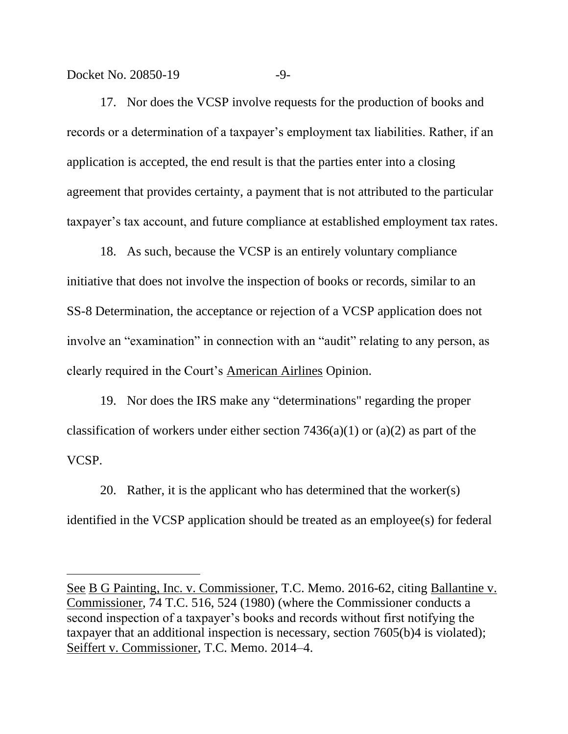17. Nor does the VCSP involve requests for the production of books and records or a determination of a taxpayer's employment tax liabilities. Rather, if an application is accepted, the end result is that the parties enter into a closing agreement that provides certainty, a payment that is not attributed to the particular taxpayer's tax account, and future compliance at established employment tax rates.

18. As such, because the VCSP is an entirely voluntary compliance initiative that does not involve the inspection of books or records, similar to an SS-8 Determination, the acceptance or rejection of a VCSP application does not involve an "examination" in connection with an "audit" relating to any person, as clearly required in the Court's American Airlines Opinion.

19. Nor does the IRS make any "determinations" regarding the proper classification of workers under either section 7436(a)(1) or (a)(2) as part of the VCSP.

20. Rather, it is the applicant who has determined that the worker(s) identified in the VCSP application should be treated as an employee(s) for federal

---

See B G Painting, Inc. v. Commissioner, T.C. Memo. 2016-62, citing Ballantine v. Commissioner, 74 T.C. 516, 524 (1980) (where the Commissioner conducts a second inspection of a taxpayer's books and records without first notifying the taxpayer that an additional inspection is necessary, section 7605(b)4 is violated); Seiffert v. Commissioner, T.C. Memo. 2014–4.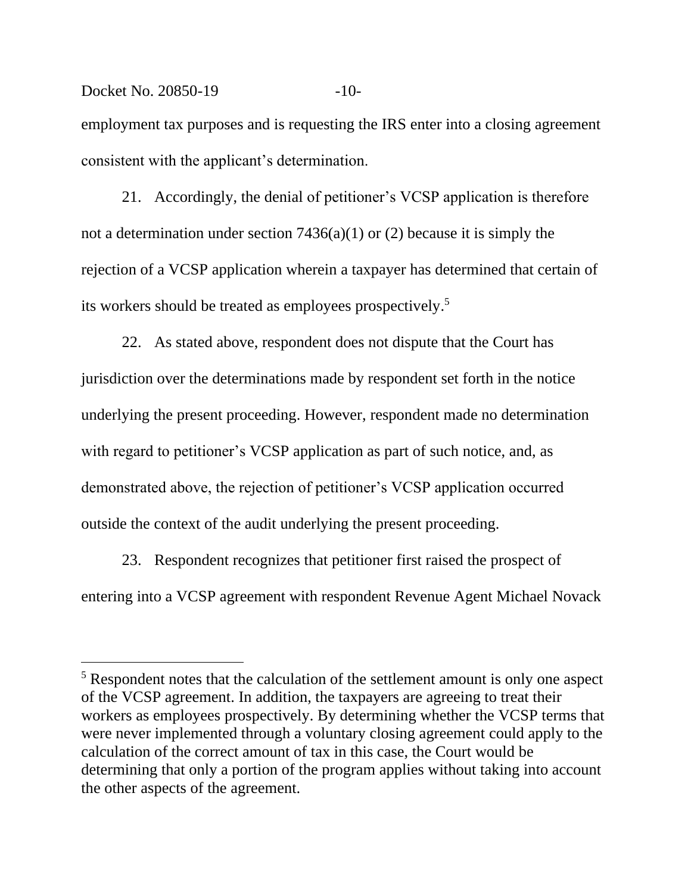employment tax purposes and is requesting the IRS enter into a closing agreement consistent with the applicant's determination.

21. Accordingly, the denial of petitioner's VCSP application is therefore not a determination under section 7436(a)(1) or (2) because it is simply the rejection of a VCSP application wherein a taxpayer has determined that certain of its workers should be treated as employees prospectively.[5]

22. As stated above, respondent does not dispute that the Court has jurisdiction over the determinations made by respondent set forth in the notice underlying the present proceeding. However, respondent made no determination with regard to petitioner's VCSP application as part of such notice, and, as demonstrated above, the rejection of petitioner's VCSP application occurred outside the context of the audit underlying the present proceeding.

23. Respondent recognizes that petitioner first raised the prospect of entering into a VCSP agreement with respondent Revenue Agent Michael Novack

---

[5] Respondent notes that the calculation of the settlement amount is only one aspect of the VCSP agreement. In addition, the taxpayers are agreeing to treat their workers as employees prospectively. By determining whether the VCSP terms that were never implemented through a voluntary closing agreement could apply to the calculation of the correct amount of tax in this case, the Court would be determining that only a portion of the program applies without taking into account the other aspects of the agreement.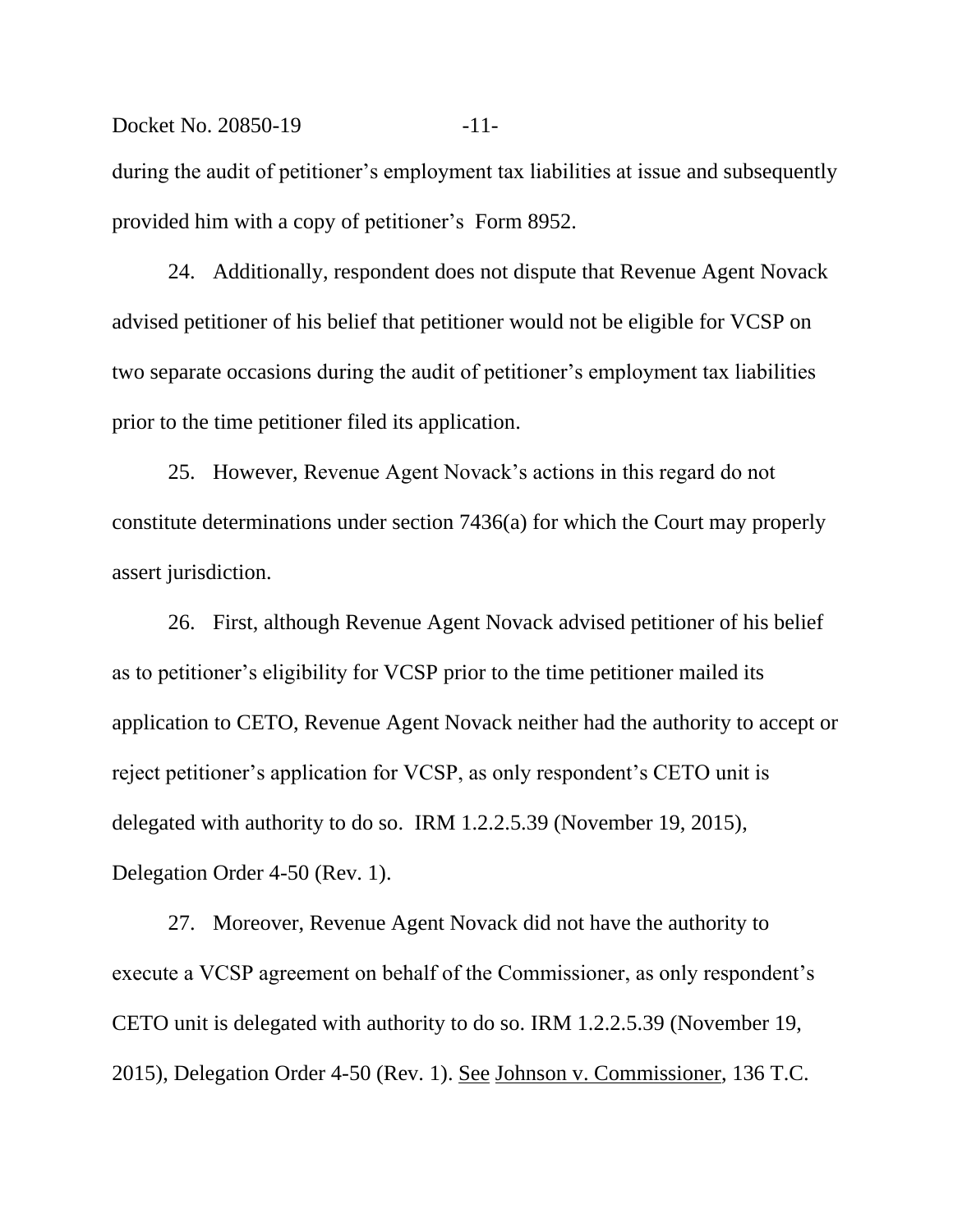during the audit of petitioner's employment tax liabilities at issue and subsequently provided him with a copy of petitioner's Form 8952.

24. Additionally, respondent does not dispute that Revenue Agent Novack advised petitioner of his belief that petitioner would not be eligible for VCSP on two separate occasions during the audit of petitioner's employment tax liabilities prior to the time petitioner filed its application.

25. However, Revenue Agent Novack's actions in this regard do not constitute determinations under section 7436(a) for which the Court may properly assert jurisdiction.

26. First, although Revenue Agent Novack advised petitioner of his belief as to petitioner's eligibility for VCSP prior to the time petitioner mailed its application to CETO, Revenue Agent Novack neither had the authority to accept or reject petitioner's application for VCSP, as only respondent's CETO unit is delegated with authority to do so. IRM 1.2.2.5.39 (November 19, 2015), Delegation Order 4-50 (Rev. 1).

27. Moreover, Revenue Agent Novack did not have the authority to execute a VCSP agreement on behalf of the Commissioner, as only respondent's CETO unit is delegated with authority to do so. IRM 1.2.2.5.39 (November 19, 2015), Delegation Order 4-50 (Rev. 1). See Johnson v. Commissioner, 136 T.C.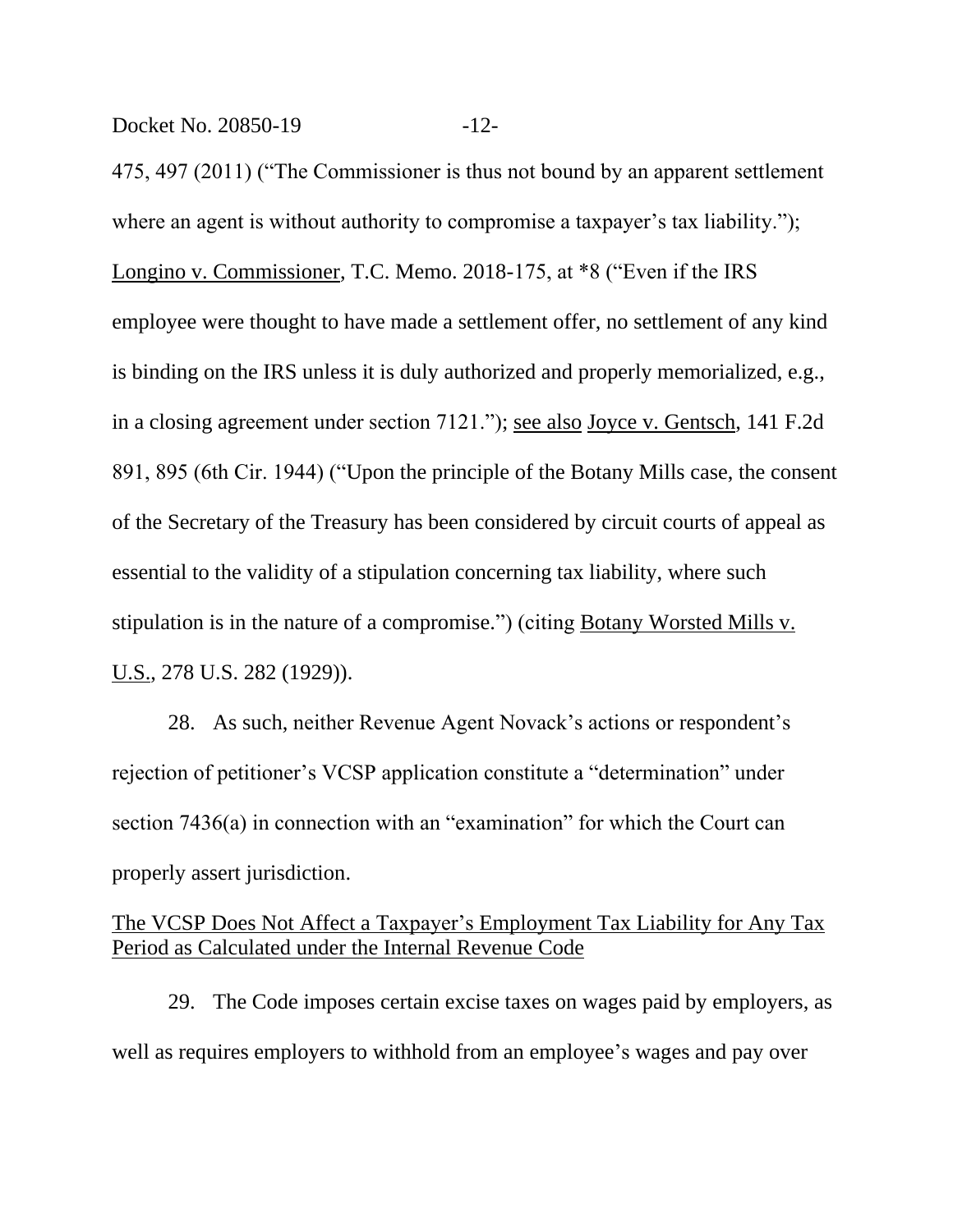475, 497 (2011) ("The Commissioner is thus not bound by an apparent settlement where an agent is without authority to compromise a taxpayer's tax liability."); Longino v. Commissioner, T.C. Memo. 2018-175, at *8 ("Even if the IRS employee were thought to have made a settlement offer, no settlement of any kind is binding on the IRS unless it is duly authorized and properly memorialized, e.g., in a closing agreement under section 7121."); see also Joyce v. Gentsch, 141 F.2d 891, 895 (6th Cir. 1944) ("Upon the principle of the Botany Mills case, the consent of the Secretary of the Treasury has been considered by circuit courts of appeal as essential to the validity of a stipulation concerning tax liability, where such stipulation is in the nature of a compromise.") (citing Botany Worsted Mills v. U.S., 278 U.S. 282 (1929)).

28. As such, neither Revenue Agent Novack's actions or respondent's rejection of petitioner's VCSP application constitute a "determination" under section 7436(a) in connection with an "examination" for which the Court can properly assert jurisdiction.

The VCSP Does Not Affect a Taxpayer's Employment Tax Liability for Any Tax Period as Calculated under the Internal Revenue Code

29. The Code imposes certain excise taxes on wages paid by employers, as well as requires employers to withhold from an employee's wages and pay over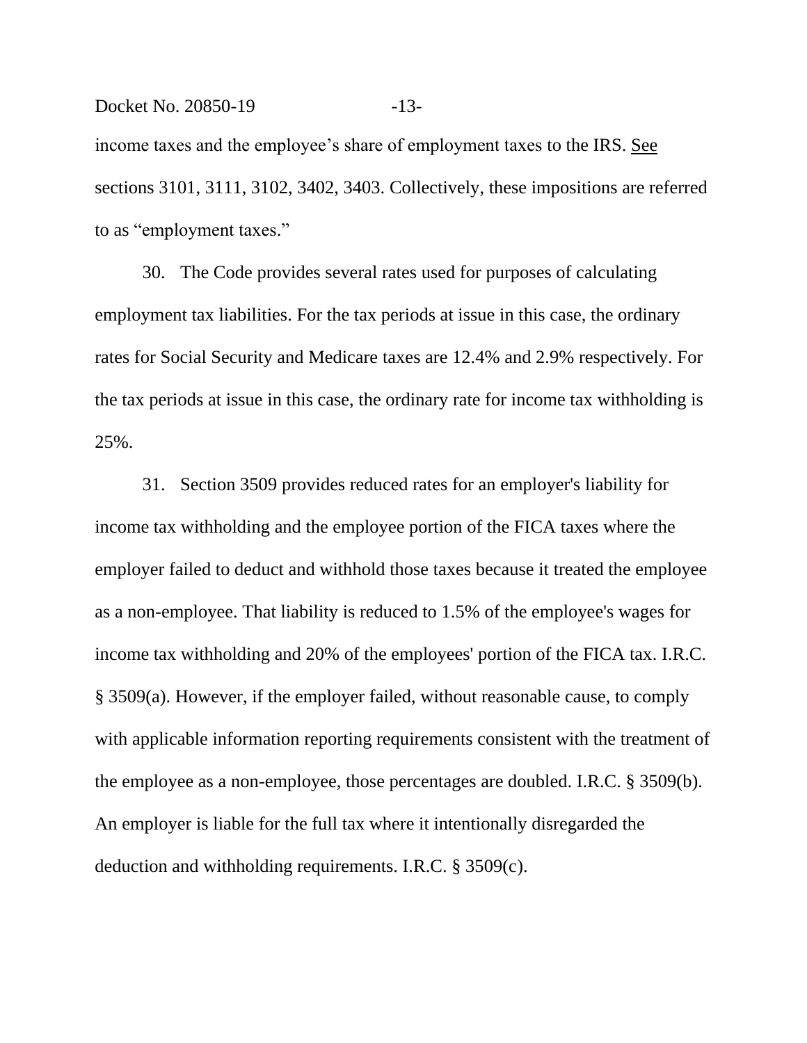income taxes and the employee's share of employment taxes to the IRS. See sections 3101, 3111, 3102, 3402, 3403. Collectively, these impositions are referred to as "employment taxes."

30. The Code provides several rates used for purposes of calculating employment tax liabilities. For the tax periods at issue in this case, the ordinary rates for Social Security and Medicare taxes are 12.4% and 2.9% respectively. For the tax periods at issue in this case, the ordinary rate for income tax withholding is 25%.

31. Section 3509 provides reduced rates for an employer's liability for income tax withholding and the employee portion of the FICA taxes where the employer failed to deduct and withhold those taxes because it treated the employee as a non-employee. That liability is reduced to 1.5% of the employee's wages for income tax withholding and 20% of the employees' portion of the FICA tax. I.R.C. § 3509(a). However, if the employer failed, without reasonable cause, to comply with applicable information reporting requirements consistent with the treatment of the employee as a non-employee, those percentages are doubled. I.R.C. § 3509(b). An employer is liable for the full tax where it intentionally disregarded the deduction and withholding requirements. I.R.C. § 3509(c).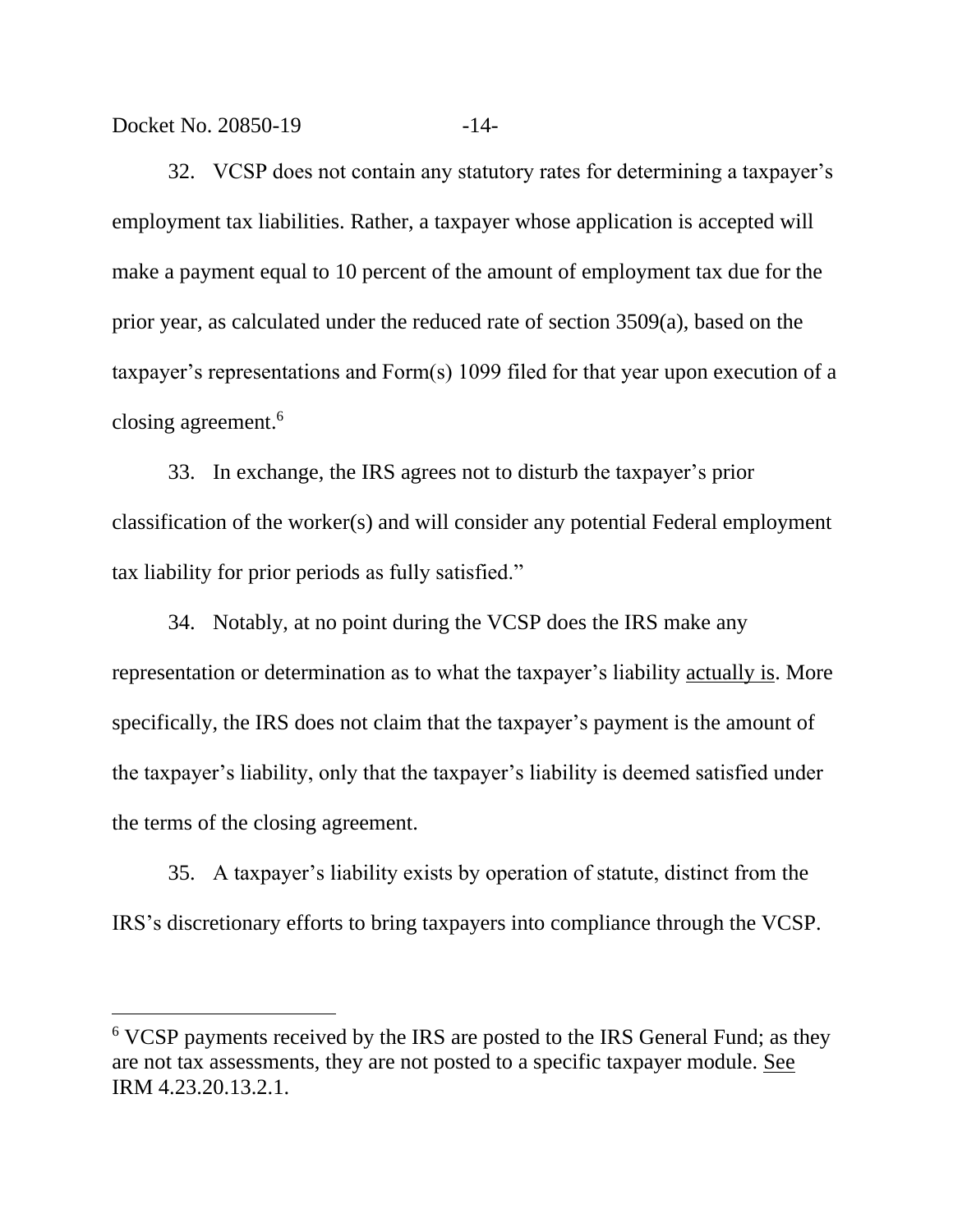32. VCSP does not contain any statutory rates for determining a taxpayer's employment tax liabilities. Rather, a taxpayer whose application is accepted will make a payment equal to 10 percent of the amount of employment tax due for the prior year, as calculated under the reduced rate of section 3509(a), based on the taxpayer's representations and Form(s) 1099 filed for that year upon execution of a closing agreement.[6]

33. In exchange, the IRS agrees not to disturb the taxpayer's prior classification of the worker(s) and will consider any potential Federal employment tax liability for prior periods as fully satisfied."

34. Notably, at no point during the VCSP does the IRS make any representation or determination as to what the taxpayer's liability actually is. More specifically, the IRS does not claim that the taxpayer's payment is the amount of the taxpayer's liability, only that the taxpayer's liability is deemed satisfied under the terms of the closing agreement.

35. A taxpayer's liability exists by operation of statute, distinct from the IRS's discretionary efforts to bring taxpayers into compliance through the VCSP.

---

[6] VCSP payments received by the IRS are posted to the IRS General Fund; as they are not tax assessments, they are not posted to a specific taxpayer module. See IRM 4.23.20.13.2.1.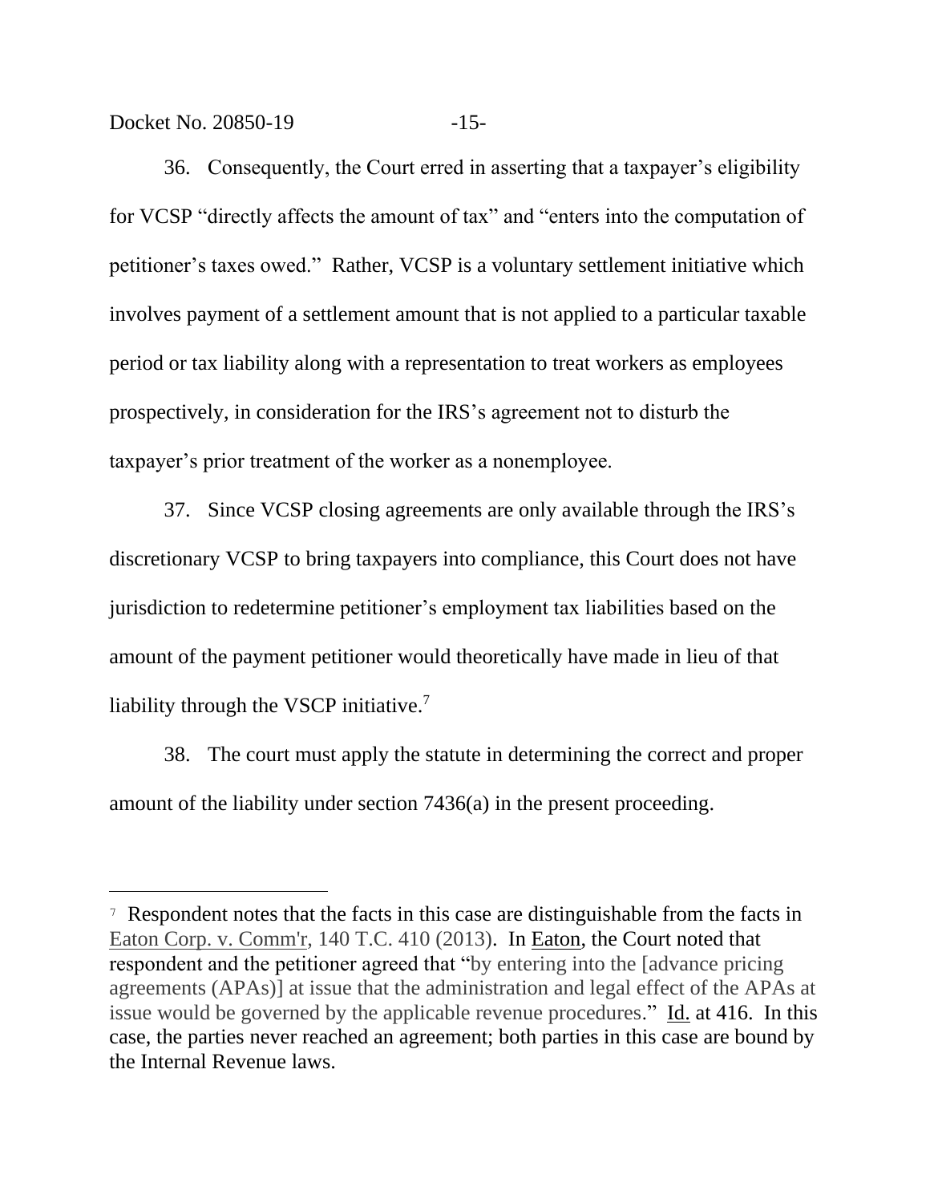36. Consequently, the Court erred in asserting that a taxpayer's eligibility for VCSP "directly affects the amount of tax" and "enters into the computation of petitioner's taxes owed." Rather, VCSP is a voluntary settlement initiative which involves payment of a settlement amount that is not applied to a particular taxable period or tax liability along with a representation to treat workers as employees prospectively, in consideration for the IRS's agreement not to disturb the taxpayer's prior treatment of the worker as a nonemployee.

37. Since VCSP closing agreements are only available through the IRS's discretionary VCSP to bring taxpayers into compliance, this Court does not have jurisdiction to redetermine petitioner's employment tax liabilities based on the amount of the payment petitioner would theoretically have made in lieu of that liability through the VSCP initiative.[7]

38. The court must apply the statute in determining the correct and proper amount of the liability under section 7436(a) in the present proceeding.

---

[7] Respondent notes that the facts in this case are distinguishable from the facts in Eaton Corp. v. Comm'r, 140 T.C. 410 (2013). In Eaton, the Court noted that respondent and the petitioner agreed that "by entering into the [advance pricing agreements (APAs)] at issue that the administration and legal effect of the APAs at issue would be governed by the applicable revenue procedures." Id. at 416. In this case, the parties never reached an agreement; both parties in this case are bound by the Internal Revenue laws.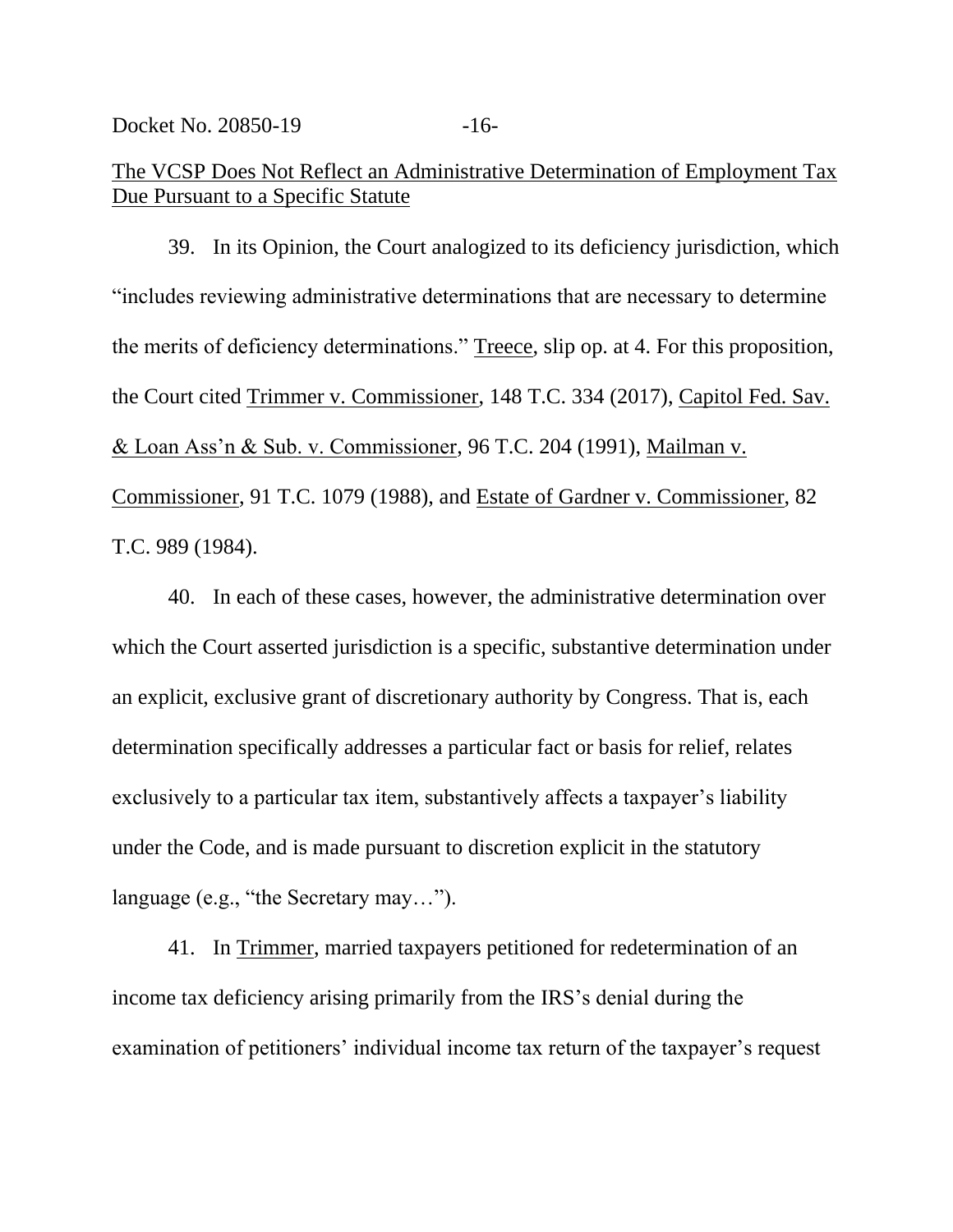The VCSP Does Not Reflect an Administrative Determination of Employment Tax Due Pursuant to a Specific Statute

39. In its Opinion, the Court analogized to its deficiency jurisdiction, which "includes reviewing administrative determinations that are necessary to determine the merits of deficiency determinations." Treece, slip op. at 4. For this proposition, the Court cited Trimmer v. Commissioner, 148 T.C. 334 (2017), Capitol Fed. Sav. & Loan Ass'n & Sub. v. Commissioner, 96 T.C. 204 (1991), Mailman v. Commissioner, 91 T.C. 1079 (1988), and Estate of Gardner v. Commissioner, 82 T.C. 989 (1984).

40. In each of these cases, however, the administrative determination over which the Court asserted jurisdiction is a specific, substantive determination under an explicit, exclusive grant of discretionary authority by Congress. That is, each determination specifically addresses a particular fact or basis for relief, relates exclusively to a particular tax item, substantively affects a taxpayer's liability under the Code, and is made pursuant to discretion explicit in the statutory language (e.g., "the Secretary may…").

41. In Trimmer, married taxpayers petitioned for redetermination of an income tax deficiency arising primarily from the IRS's denial during the examination of petitioners' individual income tax return of the taxpayer's request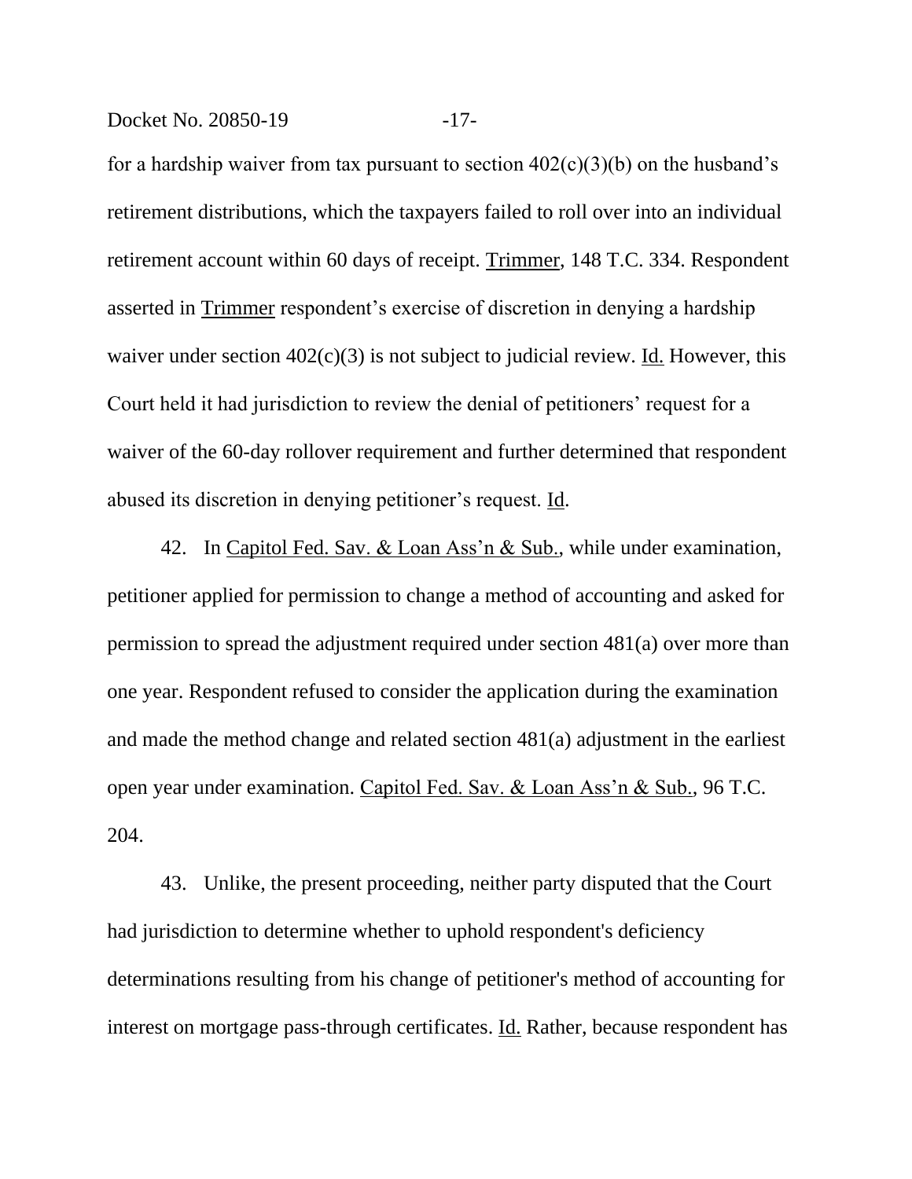for a hardship waiver from tax pursuant to section 402(c)(3)(b) on the husband's retirement distributions, which the taxpayers failed to roll over into an individual retirement account within 60 days of receipt. Trimmer, 148 T.C. 334. Respondent asserted in Trimmer respondent's exercise of discretion in denying a hardship waiver under section 402(c)(3) is not subject to judicial review. Id. However, this Court held it had jurisdiction to review the denial of petitioners' request for a waiver of the 60-day rollover requirement and further determined that respondent abused its discretion in denying petitioner's request. Id.

42. In Capitol Fed. Sav. & Loan Ass'n & Sub., while under examination, petitioner applied for permission to change a method of accounting and asked for permission to spread the adjustment required under section 481(a) over more than one year. Respondent refused to consider the application during the examination and made the method change and related section 481(a) adjustment in the earliest open year under examination. Capitol Fed. Sav. & Loan Ass'n & Sub., 96 T.C. 204.

43. Unlike, the present proceeding, neither party disputed that the Court had jurisdiction to determine whether to uphold respondent's deficiency determinations resulting from his change of petitioner's method of accounting for interest on mortgage pass-through certificates. Id. Rather, because respondent has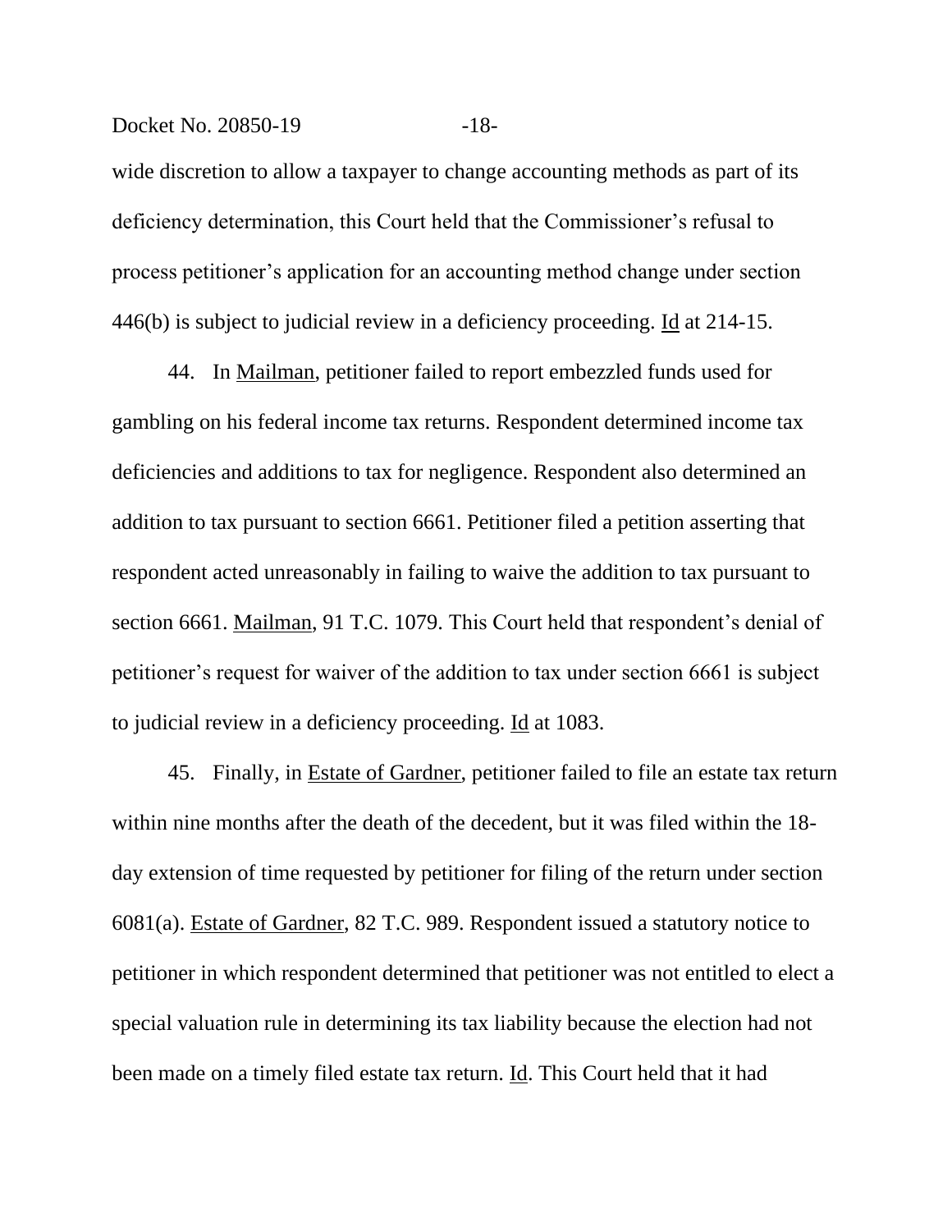wide discretion to allow a taxpayer to change accounting methods as part of its deficiency determination, this Court held that the Commissioner's refusal to process petitioner's application for an accounting method change under section 446(b) is subject to judicial review in a deficiency proceeding. Id at 214-15.

44. In Mailman, petitioner failed to report embezzled funds used for gambling on his federal income tax returns. Respondent determined income tax deficiencies and additions to tax for negligence. Respondent also determined an addition to tax pursuant to section 6661. Petitioner filed a petition asserting that respondent acted unreasonably in failing to waive the addition to tax pursuant to section 6661. Mailman, 91 T.C. 1079. This Court held that respondent's denial of petitioner's request for waiver of the addition to tax under section 6661 is subject to judicial review in a deficiency proceeding. Id at 1083.

45. Finally, in Estate of Gardner, petitioner failed to file an estate tax return within nine months after the death of the decedent, but it was filed within the 18-day extension of time requested by petitioner for filing of the return under section 6081(a). Estate of Gardner, 82 T.C. 989. Respondent issued a statutory notice to petitioner in which respondent determined that petitioner was not entitled to elect a special valuation rule in determining its tax liability because the election had not been made on a timely filed estate tax return. Id. This Court held that it had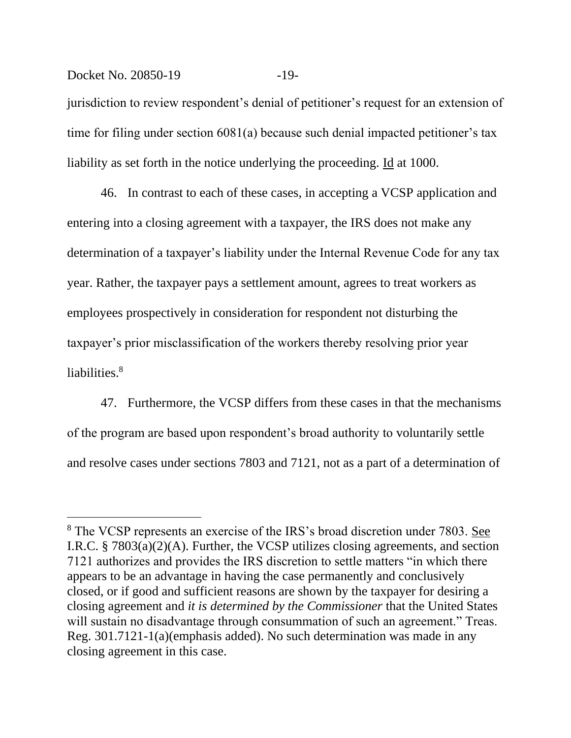jurisdiction to review respondent's denial of petitioner's request for an extension of time for filing under section 6081(a) because such denial impacted petitioner's tax liability as set forth in the notice underlying the proceeding. Id at 1000.

46. In contrast to each of these cases, in accepting a VCSP application and entering into a closing agreement with a taxpayer, the IRS does not make any determination of a taxpayer's liability under the Internal Revenue Code for any tax year. Rather, the taxpayer pays a settlement amount, agrees to treat workers as employees prospectively in consideration for respondent not disturbing the taxpayer's prior misclassification of the workers thereby resolving prior year liabilities.[8]

47. Furthermore, the VCSP differs from these cases in that the mechanisms of the program are based upon respondent's broad authority to voluntarily settle and resolve cases under sections 7803 and 7121, not as a part of a determination of

---

[8] The VCSP represents an exercise of the IRS's broad discretion under 7803. See I.R.C. § 7803(a)(2)(A). Further, the VCSP utilizes closing agreements, and section 7121 authorizes and provides the IRS discretion to settle matters "in which there appears to be an advantage in having the case permanently and conclusively closed, or if good and sufficient reasons are shown by the taxpayer for desiring a closing agreement and *it is determined by the Commissioner* that the United States will sustain no disadvantage through consummation of such an agreement." Treas. Reg. 301.7121-1(a)(emphasis added). No such determination was made in any closing agreement in this case.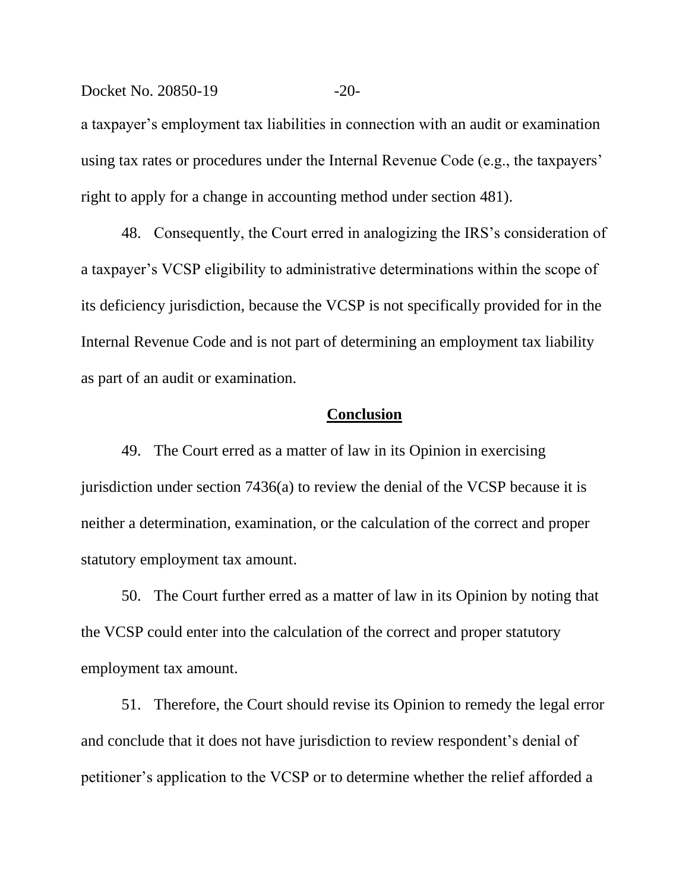a taxpayer's employment tax liabilities in connection with an audit or examination using tax rates or procedures under the Internal Revenue Code (e.g., the taxpayers' right to apply for a change in accounting method under section 481).

48. Consequently, the Court erred in analogizing the IRS's consideration of a taxpayer's VCSP eligibility to administrative determinations within the scope of its deficiency jurisdiction, because the VCSP is not specifically provided for in the Internal Revenue Code and is not part of determining an employment tax liability as part of an audit or examination.

## Conclusion

49. The Court erred as a matter of law in its Opinion in exercising jurisdiction under section 7436(a) to review the denial of the VCSP because it is neither a determination, examination, or the calculation of the correct and proper statutory employment tax amount.

50. The Court further erred as a matter of law in its Opinion by noting that the VCSP could enter into the calculation of the correct and proper statutory employment tax amount.

51. Therefore, the Court should revise its Opinion to remedy the legal error and conclude that it does not have jurisdiction to review respondent's denial of petitioner's application to the VCSP or to determine whether the relief afforded a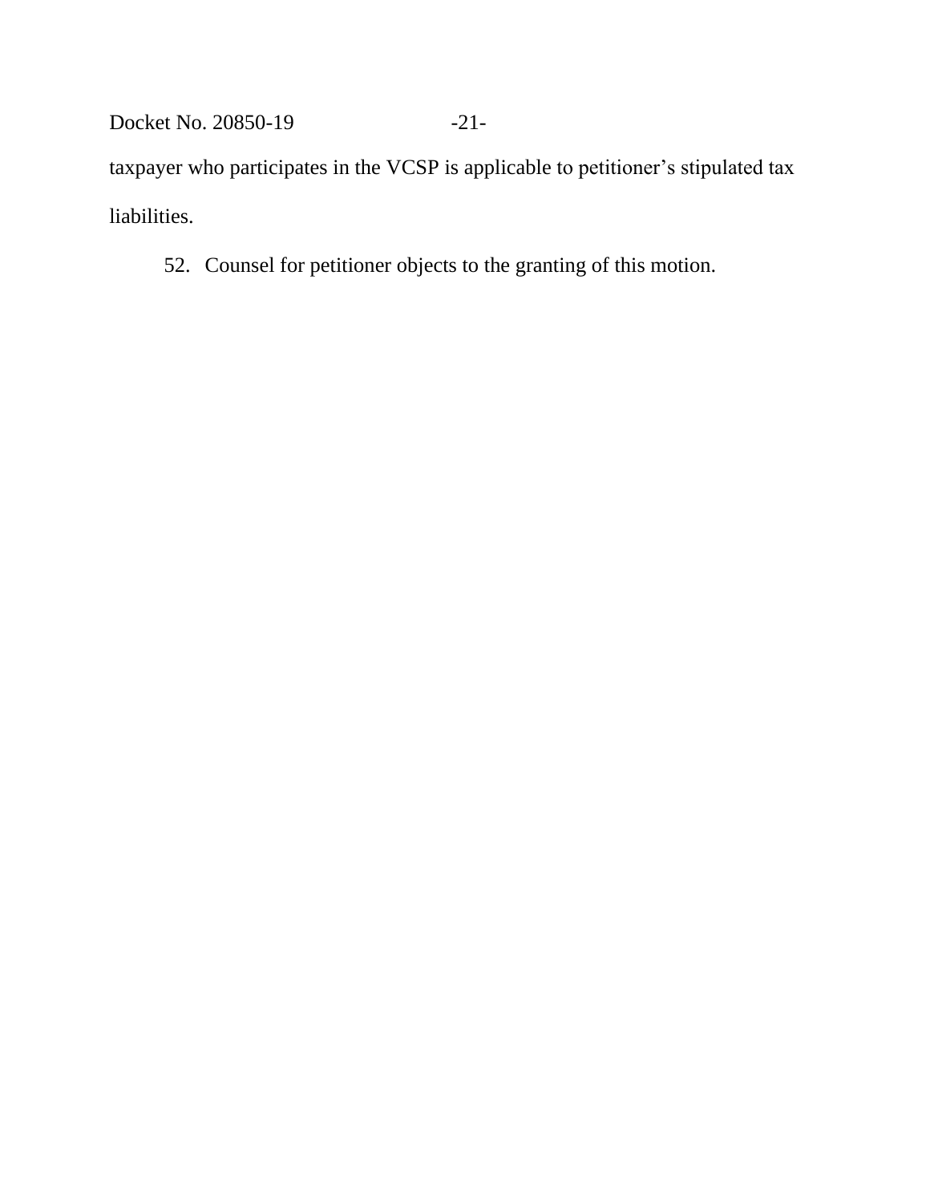taxpayer who participates in the VCSP is applicable to petitioner's stipulated tax liabilities.

52. Counsel for petitioner objects to the granting of this motion.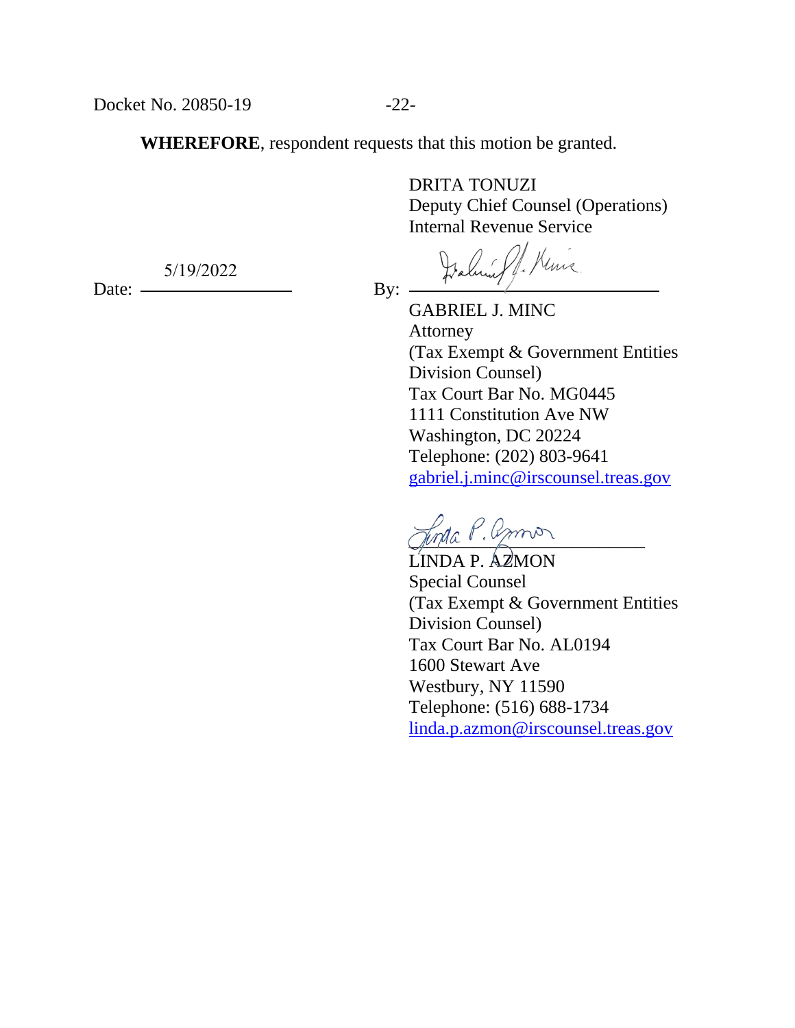**WHEREFORE**, respondent requests that this motion be granted.

DRITA TONUZI
Deputy Chief Counsel (Operations)
Internal Revenue Service

Date: 5/19/2022

By: ______________________

GABRIEL J. MINC
Attorney
(Tax Exempt & Government Entities Division Counsel)
Tax Court Bar No. MG0445
1111 Constitution Ave NW
Washington, DC 20224
Telephone: (202) 803-9641
gabriel.j.minc@irscounsel.treas.gov

______________________

LINDA P. AZMON
Special Counsel
(Tax Exempt & Government Entities Division Counsel)
Tax Court Bar No. AL0194
1600 Stewart Ave
Westbury, NY 11590
Telephone: (516) 688-1734
linda.p.azmon@irscounsel.treas.gov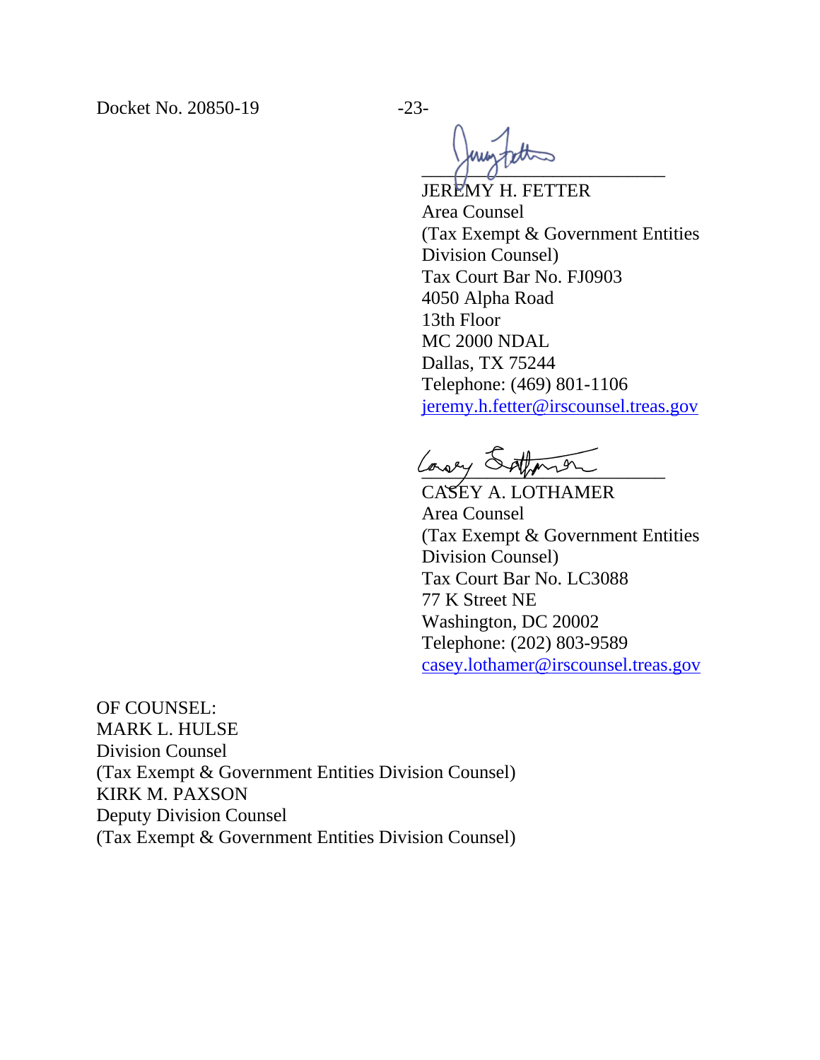Docket No. 20850-19

JEREMY H. FETTER
Area Counsel
(Tax Exempt & Government Entities
Division Counsel)
Tax Court Bar No. FJ0903
4050 Alpha Road
13th Floor
MC 2000 NDAL
Dallas, TX 75244
Telephone: (469) 801-1106
jeremy.h.fetter@irscounsel.treas.gov

CASEY A. LOTHAMER
Area Counsel
(Tax Exempt & Government Entities
Division Counsel)
Tax Court Bar No. LC3088
77 K Street NE
Washington, DC 20002
Telephone: (202) 803-9589
casey.lothamer@irscounsel.treas.gov

OF COUNSEL:
MARK L. HULSE
Division Counsel
(Tax Exempt & Government Entities Division Counsel)
KIRK M. PAXSON
Deputy Division Counsel
(Tax Exempt & Government Entities Division Counsel)